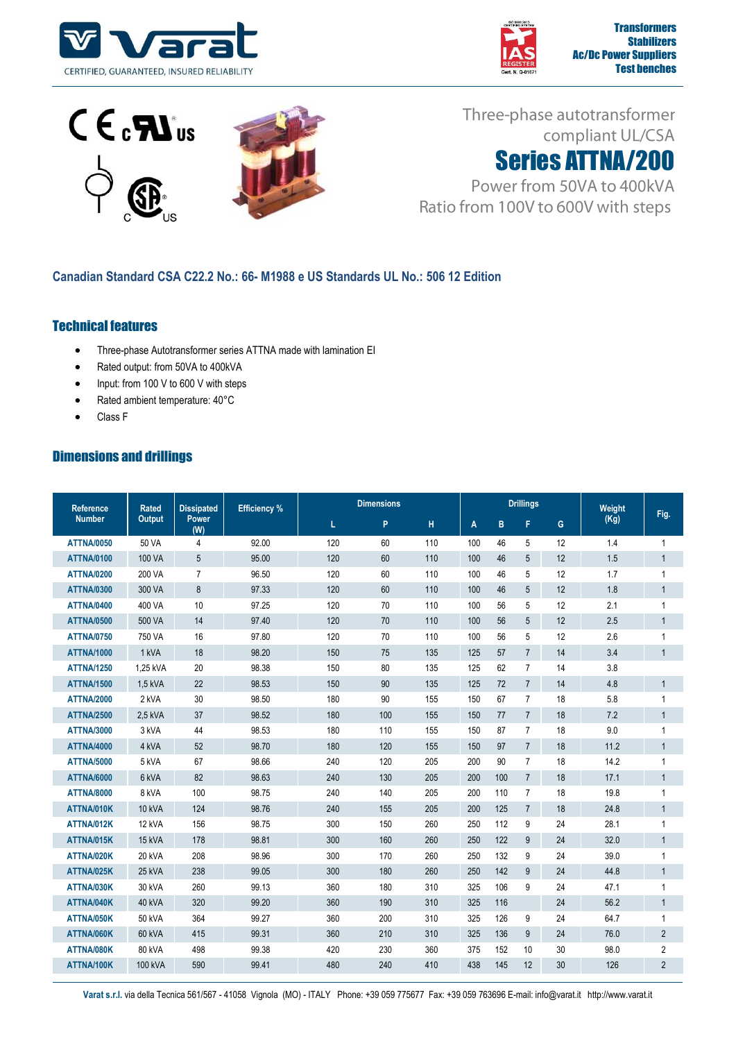# Varat

CERTIFIED, GUARANTEED, INSURED RELIABILITY

Transformers
Stabilizers
Ac/Dc Power Suppliers
Test benches

Three-phase autotransformer compliant UL/CSA

# Series ATTNA/200

Power from 50VA to 400kVA

Ratio from 100V to 600V with steps

### Canadian Standard CSA C22.2 No.: 66- M1988 e US Standards UL No.: 506 12 Edition

## Technical features

- Three-phase Autotransformer series ATTNA made with lamination EI
- Rated output: from 50VA to 400kVA
- Input: from 100 V to 600 V with steps
- Rated ambient temperature: 40°C
- Class F

## Dimensions and drillings

| Reference Number | Rated Output | Dissipated Power (W) | Efficiency % | Dimensions | | | Drillings | | | | Weight (Kg) | Fig. |
|---|---|---|---|---|---|---|---|---|---|---|---|---|
| | | | | L | P | H | A | B | F | G | | |
| ATTNA/0050 | 50 VA | 4 | 92.00 | 120 | 60 | 110 | 100 | 46 | 5 | 12 | 1.4 | 1 |
| ATTNA/0100 | 100 VA | 5 | 95.00 | 120 | 60 | 110 | 100 | 46 | 5 | 12 | 1.5 | 1 |
| ATTNA/0200 | 200 VA | 7 | 96.50 | 120 | 60 | 110 | 100 | 46 | 5 | 12 | 1.7 | 1 |
| ATTNA/0300 | 300 VA | 8 | 97.33 | 120 | 60 | 110 | 100 | 46 | 5 | 12 | 1.8 | 1 |
| ATTNA/0400 | 400 VA | 10 | 97.25 | 120 | 70 | 110 | 100 | 56 | 5 | 12 | 2.1 | 1 |
| ATTNA/0500 | 500 VA | 14 | 97.40 | 120 | 70 | 110 | 100 | 56 | 5 | 12 | 2.5 | 1 |
| ATTNA/0750 | 750 VA | 16 | 97.80 | 120 | 70 | 110 | 100 | 56 | 5 | 12 | 2.6 | 1 |
| ATTNA/1000 | 1 kVA | 18 | 98.20 | 150 | 75 | 135 | 125 | 57 | 7 | 14 | 3.4 | 1 |
| ATTNA/1250 | 1,25 kVA | 20 | 98.38 | 150 | 80 | 135 | 125 | 62 | 7 | 14 | 3.8 | |
| ATTNA/1500 | 1,5 kVA | 22 | 98.53 | 150 | 90 | 135 | 125 | 72 | 7 | 14 | 4.8 | 1 |
| ATTNA/2000 | 2 kVA | 30 | 98.50 | 180 | 90 | 155 | 150 | 67 | 7 | 18 | 5.8 | 1 |
| ATTNA/2500 | 2,5 kVA | 37 | 98.52 | 180 | 100 | 155 | 150 | 77 | 7 | 18 | 7.2 | 1 |
| ATTNA/3000 | 3 kVA | 44 | 98.53 | 180 | 110 | 155 | 150 | 87 | 7 | 18 | 9.0 | 1 |
| ATTNA/4000 | 4 kVA | 52 | 98.70 | 180 | 120 | 155 | 150 | 97 | 7 | 18 | 11.2 | 1 |
| ATTNA/5000 | 5 kVA | 67 | 98.66 | 240 | 120 | 205 | 200 | 90 | 7 | 18 | 14.2 | 1 |
| ATTNA/6000 | 6 kVA | 82 | 98.63 | 240 | 130 | 205 | 200 | 100 | 7 | 18 | 17.1 | 1 |
| ATTNA/8000 | 8 kVA | 100 | 98.75 | 240 | 140 | 205 | 200 | 110 | 7 | 18 | 19.8 | 1 |
| ATTNA/010K | 10 kVA | 124 | 98.76 | 240 | 155 | 205 | 200 | 125 | 7 | 18 | 24.8 | 1 |
| ATTNA/012K | 12 kVA | 156 | 98.75 | 300 | 150 | 260 | 250 | 112 | 9 | 24 | 28.1 | 1 |
| ATTNA/015K | 15 kVA | 178 | 98.81 | 300 | 160 | 260 | 250 | 122 | 9 | 24 | 32.0 | 1 |
| ATTNA/020K | 20 kVA | 208 | 98.96 | 300 | 170 | 260 | 250 | 132 | 9 | 24 | 39.0 | 1 |
| ATTNA/025K | 25 kVA | 238 | 99.05 | 300 | 180 | 260 | 250 | 142 | 9 | 24 | 44.8 | 1 |
| ATTNA/030K | 30 kVA | 260 | 99.13 | 360 | 180 | 310 | 325 | 106 | 9 | 24 | 47.1 | 1 |
| ATTNA/040K | 40 kVA | 320 | 99.20 | 360 | 190 | 310 | 325 | 116 | | 24 | 56.2 | 1 |
| ATTNA/050K | 50 kVA | 364 | 99.27 | 360 | 200 | 310 | 325 | 126 | 9 | 24 | 64.7 | 1 |
| ATTNA/060K | 60 kVA | 415 | 99.31 | 360 | 210 | 310 | 325 | 136 | 9 | 24 | 76.0 | 2 |
| ATTNA/080K | 80 kVA | 498 | 99.38 | 420 | 230 | 360 | 375 | 152 | 10 | 30 | 98.0 | 2 |
| ATTNA/100K | 100 kVA | 590 | 99.41 | 480 | 240 | 410 | 438 | 145 | 12 | 30 | 126 | 2 |

Varat s.r.l. via della Tecnica 561/567 - 41058 Vignola (MO) - ITALY Phone: +39 059 775677 Fax: +39 059 763696 E-mail: info@varat.it http://www.varat.it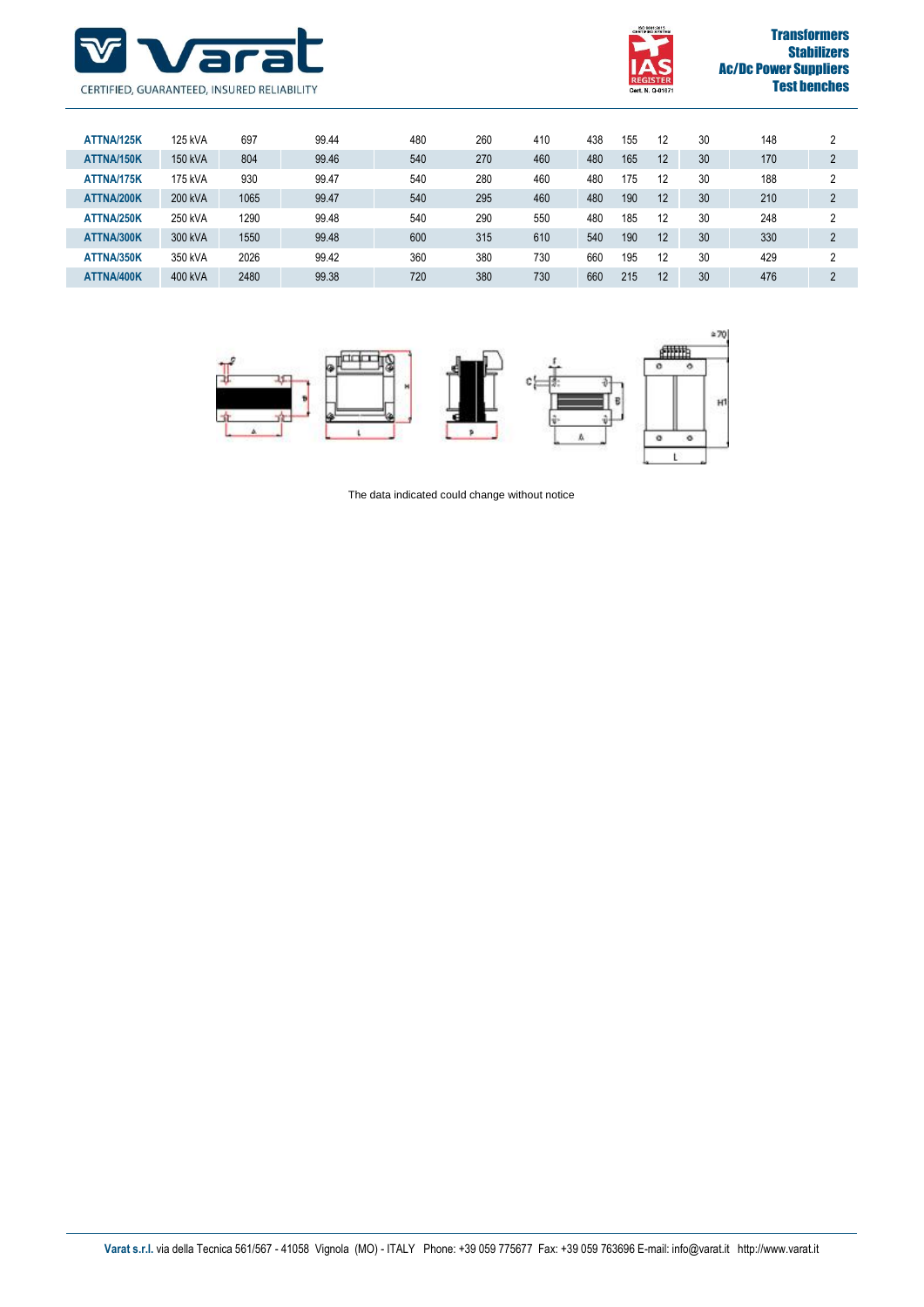| | | | | | | | | | | | | |
|---|---|---|---|---|---|---|---|---|---|---|---|---|
| **ATTNA/125K** | 125 kVA | 697 | 99.44 | 480 | 260 | 410 | 438 | 155 | 12 | 30 | 148 | 2 |
| **ATTNA/150K** | 150 kVA | 804 | 99.46 | 540 | 270 | 460 | 480 | 165 | 12 | 30 | 170 | 2 |
| **ATTNA/175K** | 175 kVA | 930 | 99.47 | 540 | 280 | 460 | 480 | 175 | 12 | 30 | 188 | 2 |
| **ATTNA/200K** | 200 kVA | 1065 | 99.47 | 540 | 295 | 460 | 480 | 190 | 12 | 30 | 210 | 2 |
| **ATTNA/250K** | 250 kVA | 1290 | 99.48 | 540 | 290 | 550 | 480 | 185 | 12 | 30 | 248 | 2 |
| **ATTNA/300K** | 300 kVA | 1550 | 99.48 | 600 | 315 | 610 | 540 | 190 | 12 | 30 | 330 | 2 |
| **ATTNA/350K** | 350 kVA | 2026 | 99.42 | 360 | 380 | 730 | 660 | 195 | 12 | 30 | 429 | 2 |
| **ATTNA/400K** | 400 kVA | 2480 | 99.38 | 720 | 380 | 730 | 660 | 215 | 12 | 30 | 476 | 2 |

The data indicated could change without notice